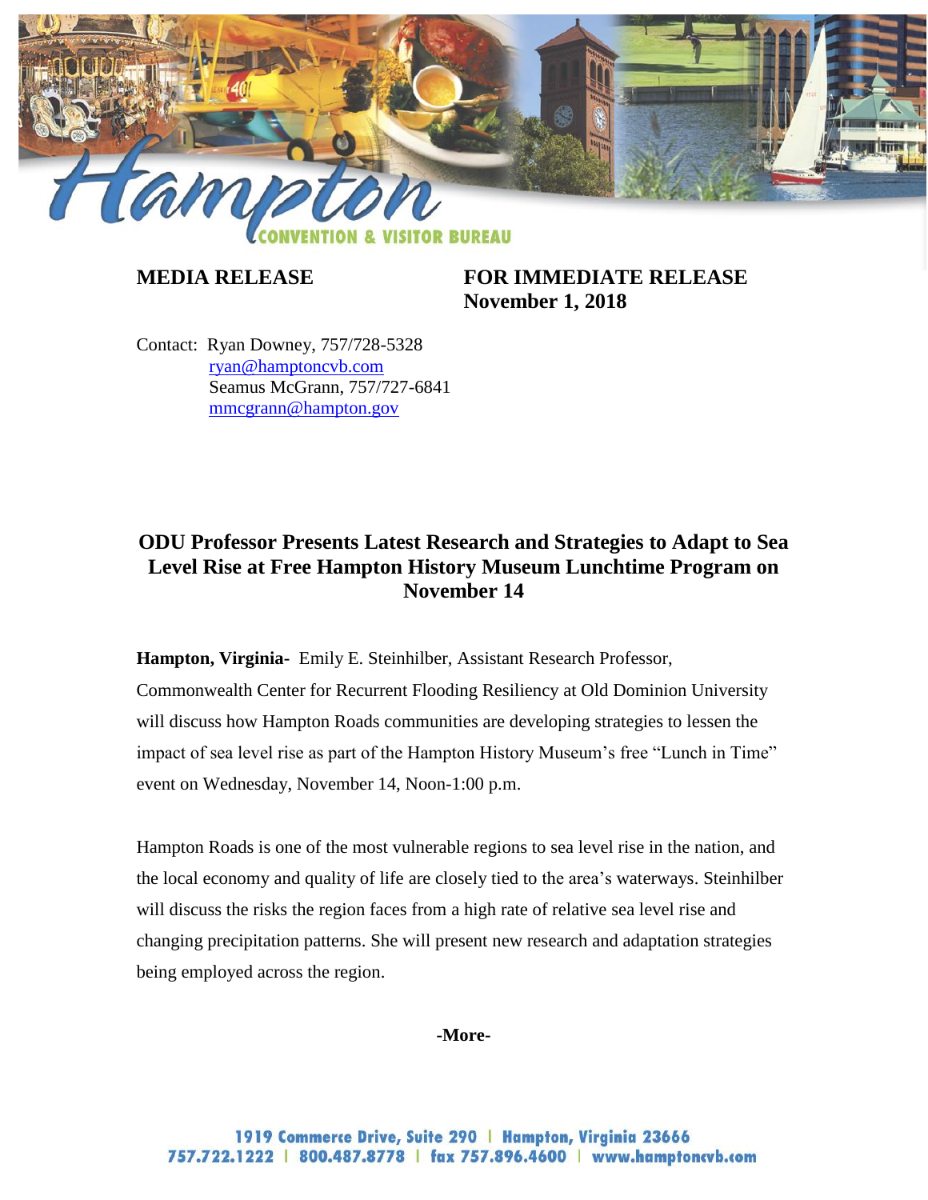**MEDIA RELEASE** **FOR IMMEDIATE RELEASE**
**November 1, 2018**

Contact: Ryan Downey, 757/728-5328
ryan@hamptoncvb.com
Seamus McGrann, 757/727-6841
mmcgrann@hampton.gov

## ODU Professor Presents Latest Research and Strategies to Adapt to Sea Level Rise at Free Hampton History Museum Lunchtime Program on November 14

**Hampton, Virginia-** Emily E. Steinhilber, Assistant Research Professor, Commonwealth Center for Recurrent Flooding Resiliency at Old Dominion University will discuss how Hampton Roads communities are developing strategies to lessen the impact of sea level rise as part of the Hampton History Museum's free "Lunch in Time" event on Wednesday, November 14, Noon-1:00 p.m.

Hampton Roads is one of the most vulnerable regions to sea level rise in the nation, and the local economy and quality of life are closely tied to the area's waterways. Steinhilber will discuss the risks the region faces from a high rate of relative sea level rise and changing precipitation patterns. She will present new research and adaptation strategies being employed across the region.

**-More-**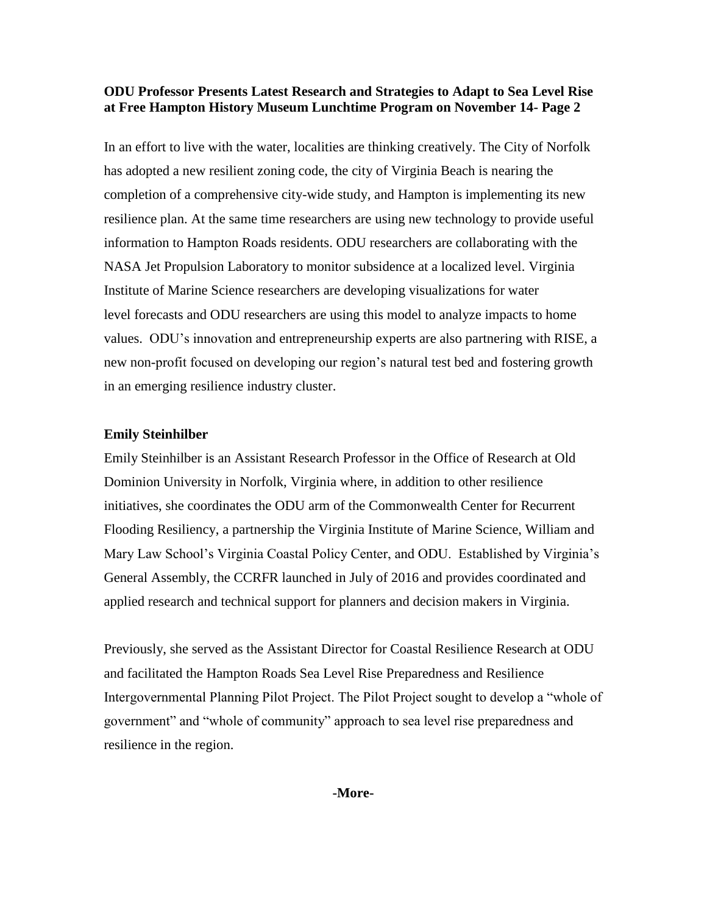**ODU Professor Presents Latest Research and Strategies to Adapt to Sea Level Rise at Free Hampton History Museum Lunchtime Program on November 14- Page 2**

In an effort to live with the water, localities are thinking creatively. The City of Norfolk has adopted a new resilient zoning code, the city of Virginia Beach is nearing the completion of a comprehensive city-wide study, and Hampton is implementing its new resilience plan. At the same time researchers are using new technology to provide useful information to Hampton Roads residents. ODU researchers are collaborating with the NASA Jet Propulsion Laboratory to monitor subsidence at a localized level. Virginia Institute of Marine Science researchers are developing visualizations for water level forecasts and ODU researchers are using this model to analyze impacts to home values. ODU's innovation and entrepreneurship experts are also partnering with RISE, a new non-profit focused on developing our region's natural test bed and fostering growth in an emerging resilience industry cluster.

**Emily Steinhilber**

Emily Steinhilber is an Assistant Research Professor in the Office of Research at Old Dominion University in Norfolk, Virginia where, in addition to other resilience initiatives, she coordinates the ODU arm of the Commonwealth Center for Recurrent Flooding Resiliency, a partnership the Virginia Institute of Marine Science, William and Mary Law School's Virginia Coastal Policy Center, and ODU. Established by Virginia's General Assembly, the CCRFR launched in July of 2016 and provides coordinated and applied research and technical support for planners and decision makers in Virginia.

Previously, she served as the Assistant Director for Coastal Resilience Research at ODU and facilitated the Hampton Roads Sea Level Rise Preparedness and Resilience Intergovernmental Planning Pilot Project. The Pilot Project sought to develop a "whole of government" and "whole of community" approach to sea level rise preparedness and resilience in the region.

**-More-**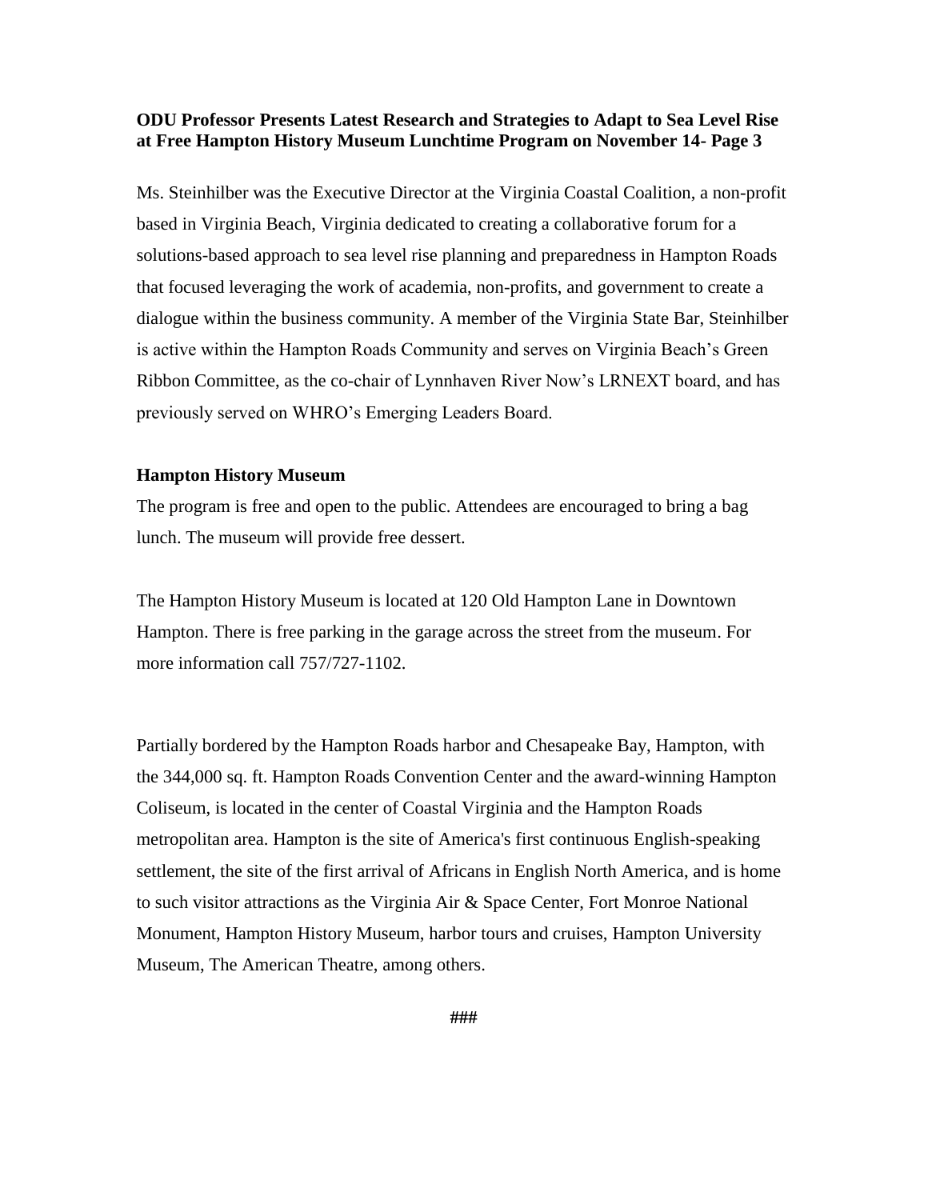Ms. Steinhilber was the Executive Director at the Virginia Coastal Coalition, a non-profit based in Virginia Beach, Virginia dedicated to creating a collaborative forum for a solutions-based approach to sea level rise planning and preparedness in Hampton Roads that focused leveraging the work of academia, non-profits, and government to create a dialogue within the business community. A member of the Virginia State Bar, Steinhilber is active within the Hampton Roads Community and serves on Virginia Beach's Green Ribbon Committee, as the co-chair of Lynnhaven River Now's LRNEXT board, and has previously served on WHRO's Emerging Leaders Board.

**Hampton History Museum**

The program is free and open to the public. Attendees are encouraged to bring a bag lunch. The museum will provide free dessert.

The Hampton History Museum is located at 120 Old Hampton Lane in Downtown Hampton. There is free parking in the garage across the street from the museum. For more information call 757/727-1102.

Partially bordered by the Hampton Roads harbor and Chesapeake Bay, Hampton, with the 344,000 sq. ft. Hampton Roads Convention Center and the award-winning Hampton Coliseum, is located in the center of Coastal Virginia and the Hampton Roads metropolitan area. Hampton is the site of America's first continuous English-speaking settlement, the site of the first arrival of Africans in English North America, and is home to such visitor attractions as the Virginia Air & Space Center, Fort Monroe National Monument, Hampton History Museum, harbor tours and cruises, Hampton University Museum, The American Theatre, among others.

**###**